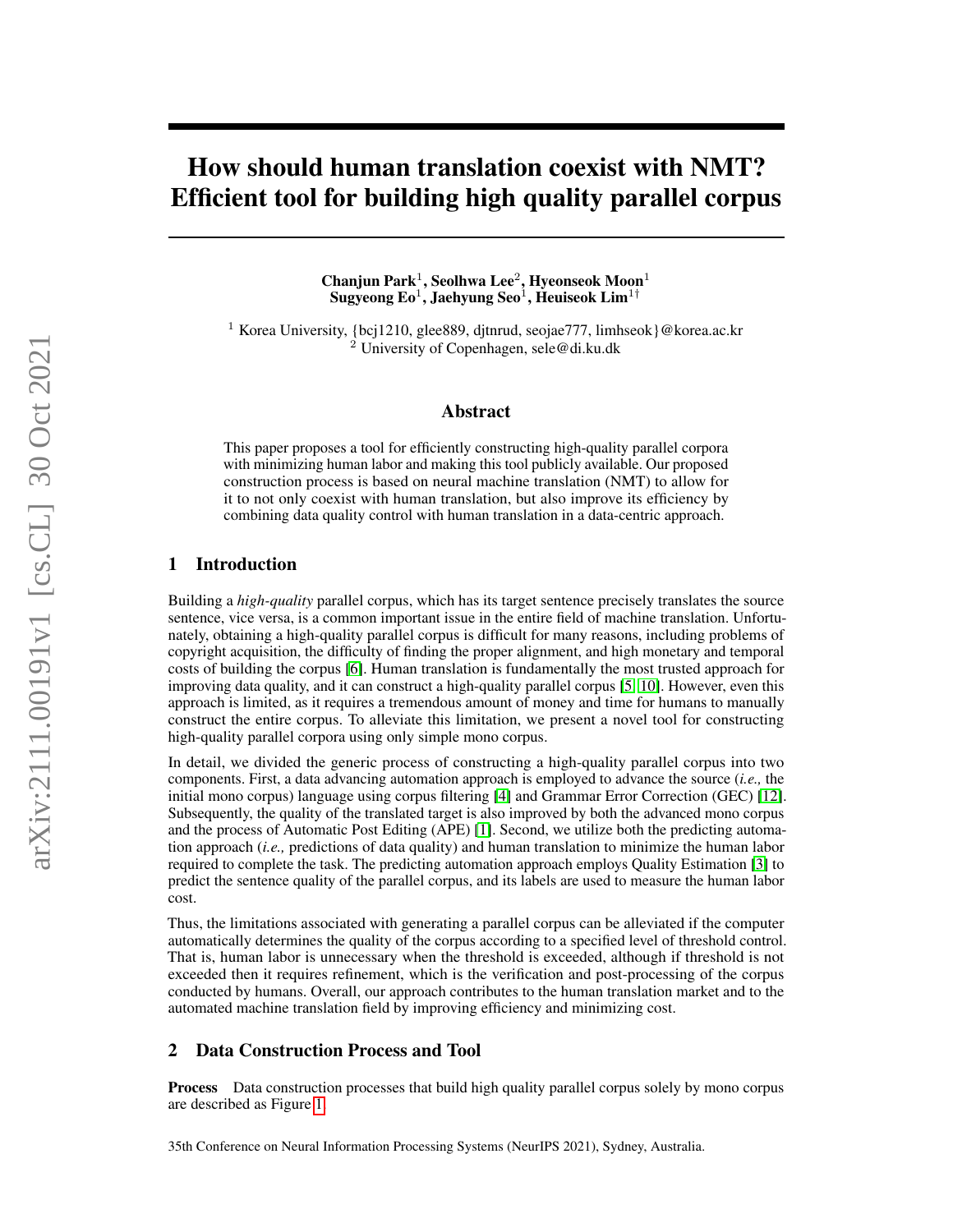# How should human translation coexist with NMT? Efficient tool for building high quality parallel corpus

**Chanjun Park**[1], **Seolhwa Lee**[2], **Hyeonseok Moon**[1]
**Sugyeong Eo**[1], **Jaehyung Seo**[1], **Heuiseok Lim**[1†]

[1] Korea University, {bcj1210, glee889, djtnrud, seojae777, limhseok}@korea.ac.kr
[2] University of Copenhagen, sele@di.ku.dk

## Abstract

This paper proposes a tool for efficiently constructing high-quality parallel corpora with minimizing human labor and making this tool publicly available. Our proposed construction process is based on neural machine translation (NMT) to allow for it to not only coexist with human translation, but also improve its efficiency by combining data quality control with human translation in a data-centric approach.

## 1 Introduction

Building a *high-quality* parallel corpus, which has its target sentence precisely translates the source sentence, vice versa, is a common important issue in the entire field of machine translation. Unfortunately, obtaining a high-quality parallel corpus is difficult for many reasons, including problems of copyright acquisition, the difficulty of finding the proper alignment, and high monetary and temporal costs of building the corpus [6]. Human translation is fundamentally the most trusted approach for improving data quality, and it can construct a high-quality parallel corpus [5, 10]. However, even this approach is limited, as it requires a tremendous amount of money and time for humans to manually construct the entire corpus. To alleviate this limitation, we present a novel tool for constructing high-quality parallel corpora using only simple mono corpus.

In detail, we divided the generic process of constructing a high-quality parallel corpus into two components. First, a data advancing automation approach is employed to advance the source (*i.e.,* the initial mono corpus) language using corpus filtering [4] and Grammar Error Correction (GEC) [12]. Subsequently, the quality of the translated target is also improved by both the advanced mono corpus and the process of Automatic Post Editing (APE) [1]. Second, we utilize both the predicting automation approach (*i.e.,* predictions of data quality) and human translation to minimize the human labor required to complete the task. The predicting automation approach employs Quality Estimation [3] to predict the sentence quality of the parallel corpus, and its labels are used to measure the human labor cost.

Thus, the limitations associated with generating a parallel corpus can be alleviated if the computer automatically determines the quality of the corpus according to a specified level of threshold control. That is, human labor is unnecessary when the threshold is exceeded, although if threshold is not exceeded then it requires refinement, which is the verification and post-processing of the corpus conducted by humans. Overall, our approach contributes to the human translation market and to the automated machine translation field by improving efficiency and minimizing cost.

## 2 Data Construction Process and Tool

**Process** Data construction processes that build high quality parallel corpus solely by mono corpus are described as Figure 1.

35th Conference on Neural Information Processing Systems (NeurIPS 2021), Sydney, Australia.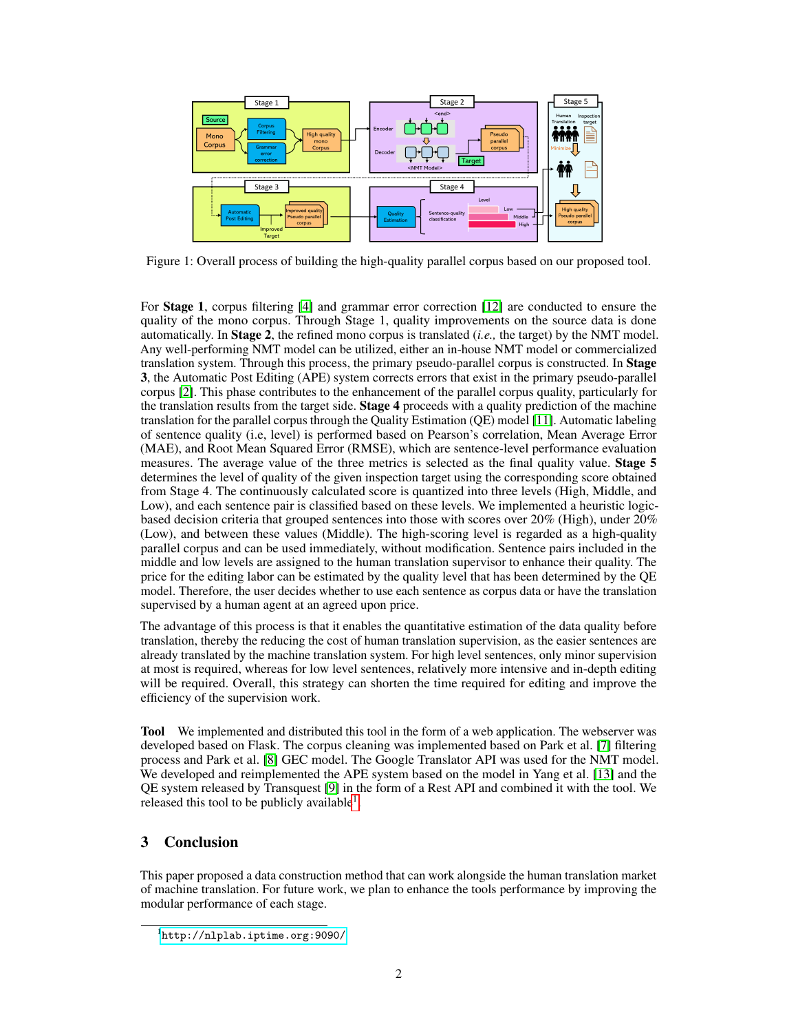Figure 1: Overall process of building the high-quality parallel corpus based on our proposed tool.

For **Stage 1**, corpus filtering [4] and grammar error correction [12] are conducted to ensure the quality of the mono corpus. Through Stage 1, quality improvements on the source data is done automatically. In **Stage 2**, the refined mono corpus is translated (*i.e.,* the target) by the NMT model. Any well-performing NMT model can be utilized, either an in-house NMT model or commercialized translation system. Through this process, the primary pseudo-parallel corpus is constructed. In **Stage 3**, the Automatic Post Editing (APE) system corrects errors that exist in the primary pseudo-parallel corpus [2]. This phase contributes to the enhancement of the parallel corpus quality, particularly for the translation results from the target side. **Stage 4** proceeds with a quality prediction of the machine translation for the parallel corpus through the Quality Estimation (QE) model [11]. Automatic labeling of sentence quality (i.e, level) is performed based on Pearson's correlation, Mean Average Error (MAE), and Root Mean Squared Error (RMSE), which are sentence-level performance evaluation measures. The average value of the three metrics is selected as the final quality value. **Stage 5** determines the level of quality of the given inspection target using the corresponding score obtained from Stage 4. The continuously calculated score is quantized into three levels (High, Middle, and Low), and each sentence pair is classified based on these levels. We implemented a heuristic logic-based decision criteria that grouped sentences into those with scores over 20% (High), under 20% (Low), and between these values (Middle). The high-scoring level is regarded as a high-quality parallel corpus and can be used immediately, without modification. Sentence pairs included in the middle and low levels are assigned to the human translation supervisor to enhance their quality. The price for the editing labor can be estimated by the quality level that has been determined by the QE model. Therefore, the user decides whether to use each sentence as corpus data or have the translation supervised by a human agent at an agreed upon price.

The advantage of this process is that it enables the quantitative estimation of the data quality before translation, thereby the reducing the cost of human translation supervision, as the easier sentences are already translated by the machine translation system. For high level sentences, only minor supervision at most is required, whereas for low level sentences, relatively more intensive and in-depth editing will be required. Overall, this strategy can shorten the time required for editing and improve the efficiency of the supervision work.

**Tool** We implemented and distributed this tool in the form of a web application. The webserver was developed based on Flask. The corpus cleaning was implemented based on Park et al. [7] filtering process and Park et al. [8] GEC model. The Google Translator API was used for the NMT model. We developed and reimplemented the APE system based on the model in Yang et al. [13] and the QE system released by Transquest [9] in the form of a Rest API and combined it with the tool. We released this tool to be publicly available[1].

## 3 Conclusion

This paper proposed a data construction method that can work alongside the human translation market of machine translation. For future work, we plan to enhance the tools performance by improving the modular performance of each stage.

[1] http://nlplab.iptime.org:9090/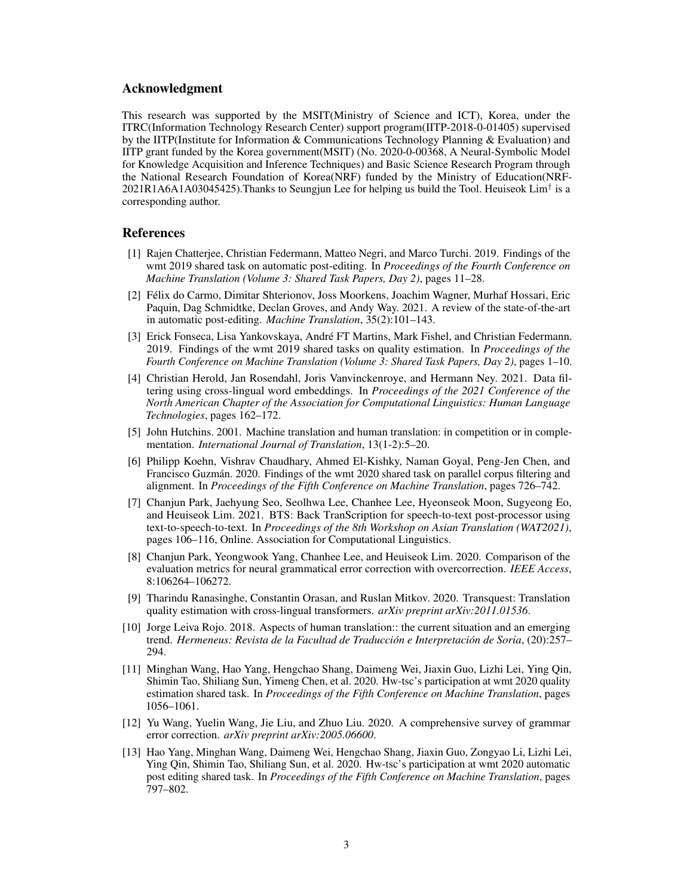## Acknowledgment

This research was supported by the MSIT(Ministry of Science and ICT), Korea, under the ITRC(Information Technology Research Center) support program(IITP-2018-0-01405) supervised by the IITP(Institute for Information & Communications Technology Planning & Evaluation) and IITP grant funded by the Korea government(MSIT) (No. 2020-0-00368, A Neural-Symbolic Model for Knowledge Acquisition and Inference Techniques) and Basic Science Research Program through the National Research Foundation of Korea(NRF) funded by the Ministry of Education(NRF-2021R1A6A1A03045425).Thanks to Seungjun Lee for helping us build the Tool. Heuiseok Lim† is a corresponding author.

## References

[1] Rajen Chatterjee, Christian Federmann, Matteo Negri, and Marco Turchi. 2019. Findings of the wmt 2019 shared task on automatic post-editing. In *Proceedings of the Fourth Conference on Machine Translation (Volume 3: Shared Task Papers, Day 2)*, pages 11–28.

[2] Félix do Carmo, Dimitar Shterionov, Joss Moorkens, Joachim Wagner, Murhaf Hossari, Eric Paquin, Dag Schmidtke, Declan Groves, and Andy Way. 2021. A review of the state-of-the-art in automatic post-editing. *Machine Translation*, 35(2):101–143.

[3] Erick Fonseca, Lisa Yankovskaya, André FT Martins, Mark Fishel, and Christian Federmann. 2019. Findings of the wmt 2019 shared tasks on quality estimation. In *Proceedings of the Fourth Conference on Machine Translation (Volume 3: Shared Task Papers, Day 2)*, pages 1–10.

[4] Christian Herold, Jan Rosendahl, Joris Vanvinckenroye, and Hermann Ney. 2021. Data filtering using cross-lingual word embeddings. In *Proceedings of the 2021 Conference of the North American Chapter of the Association for Computational Linguistics: Human Language Technologies*, pages 162–172.

[5] John Hutchins. 2001. Machine translation and human translation: in competition or in complementation. *International Journal of Translation*, 13(1-2):5–20.

[6] Philipp Koehn, Vishrav Chaudhary, Ahmed El-Kishky, Naman Goyal, Peng-Jen Chen, and Francisco Guzmán. 2020. Findings of the wmt 2020 shared task on parallel corpus filtering and alignment. In *Proceedings of the Fifth Conference on Machine Translation*, pages 726–742.

[7] Chanjun Park, Jaehyung Seo, Seolhwa Lee, Chanhee Lee, Hyeonseok Moon, Sugyeong Eo, and Heuiseok Lim. 2021. BTS: Back TranScription for speech-to-text post-processor using text-to-speech-to-text. In *Proceedings of the 8th Workshop on Asian Translation (WAT2021)*, pages 106–116, Online. Association for Computational Linguistics.

[8] Chanjun Park, Yeongwook Yang, Chanhee Lee, and Heuiseok Lim. 2020. Comparison of the evaluation metrics for neural grammatical error correction with overcorrection. *IEEE Access*, 8:106264–106272.

[9] Tharindu Ranasinghe, Constantin Orasan, and Ruslan Mitkov. 2020. Transquest: Translation quality estimation with cross-lingual transformers. *arXiv preprint arXiv:2011.01536*.

[10] Jorge Leiva Rojo. 2018. Aspects of human translation:: the current situation and an emerging trend. *Hermeneus: Revista de la Facultad de Traducción e Interpretación de Soria*, (20):257–294.

[11] Minghan Wang, Hao Yang, Hengchao Shang, Daimeng Wei, Jiaxin Guo, Lizhi Lei, Ying Qin, Shimin Tao, Shiliang Sun, Yimeng Chen, et al. 2020. Hw-tsc's participation at wmt 2020 quality estimation shared task. In *Proceedings of the Fifth Conference on Machine Translation*, pages 1056–1061.

[12] Yu Wang, Yuelin Wang, Jie Liu, and Zhuo Liu. 2020. A comprehensive survey of grammar error correction. *arXiv preprint arXiv:2005.06600*.

[13] Hao Yang, Minghan Wang, Daimeng Wei, Hengchao Shang, Jiaxin Guo, Zongyao Li, Lizhi Lei, Ying Qin, Shimin Tao, Shiliang Sun, et al. 2020. Hw-tsc's participation at wmt 2020 automatic post editing shared task. In *Proceedings of the Fifth Conference on Machine Translation*, pages 797–802.